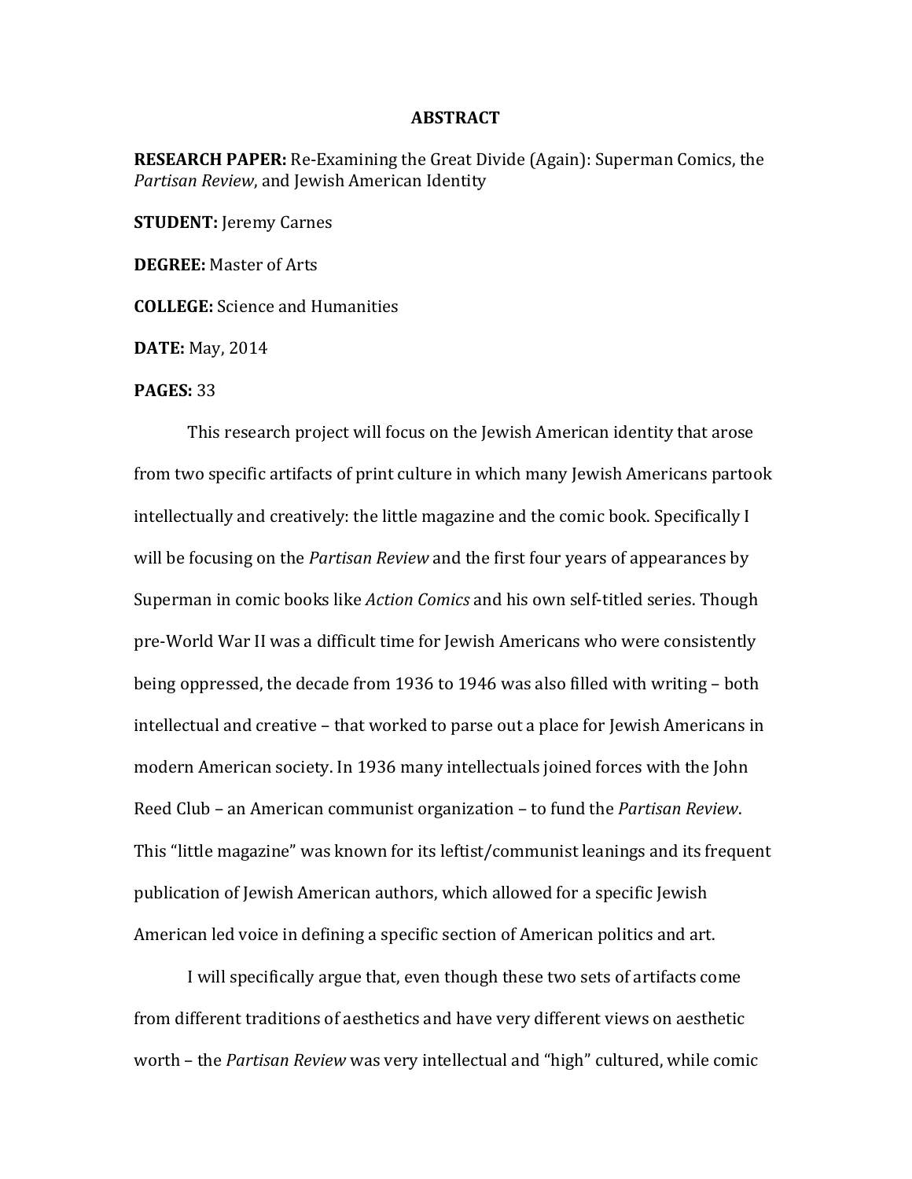# ABSTRACT

**RESEARCH PAPER:** Re-Examining the Great Divide (Again): Superman Comics, the *Partisan Review*, and Jewish American Identity

**STUDENT:** Jeremy Carnes

**DEGREE:** Master of Arts

**COLLEGE:** Science and Humanities

**DATE:** May, 2014

**PAGES:** 33

This research project will focus on the Jewish American identity that arose from two specific artifacts of print culture in which many Jewish Americans partook intellectually and creatively: the little magazine and the comic book. Specifically I will be focusing on the *Partisan Review* and the first four years of appearances by Superman in comic books like *Action Comics* and his own self-titled series. Though pre-World War II was a difficult time for Jewish Americans who were consistently being oppressed, the decade from 1936 to 1946 was also filled with writing – both intellectual and creative – that worked to parse out a place for Jewish Americans in modern American society. In 1936 many intellectuals joined forces with the John Reed Club – an American communist organization – to fund the *Partisan Review*. This "little magazine" was known for its leftist/communist leanings and its frequent publication of Jewish American authors, which allowed for a specific Jewish American led voice in defining a specific section of American politics and art.

I will specifically argue that, even though these two sets of artifacts come from different traditions of aesthetics and have very different views on aesthetic worth – the *Partisan Review* was very intellectual and "high" cultured, while comic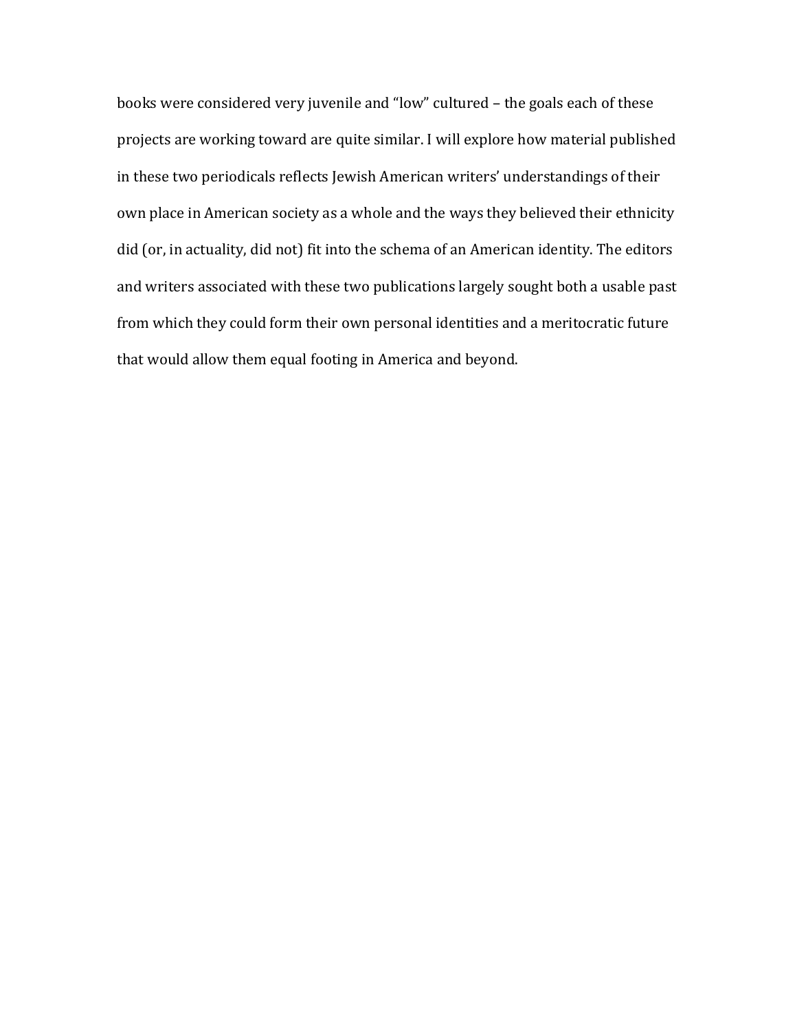books were considered very juvenile and "low" cultured – the goals each of these projects are working toward are quite similar. I will explore how material published in these two periodicals reflects Jewish American writers' understandings of their own place in American society as a whole and the ways they believed their ethnicity did (or, in actuality, did not) fit into the schema of an American identity. The editors and writers associated with these two publications largely sought both a usable past from which they could form their own personal identities and a meritocratic future that would allow them equal footing in America and beyond.